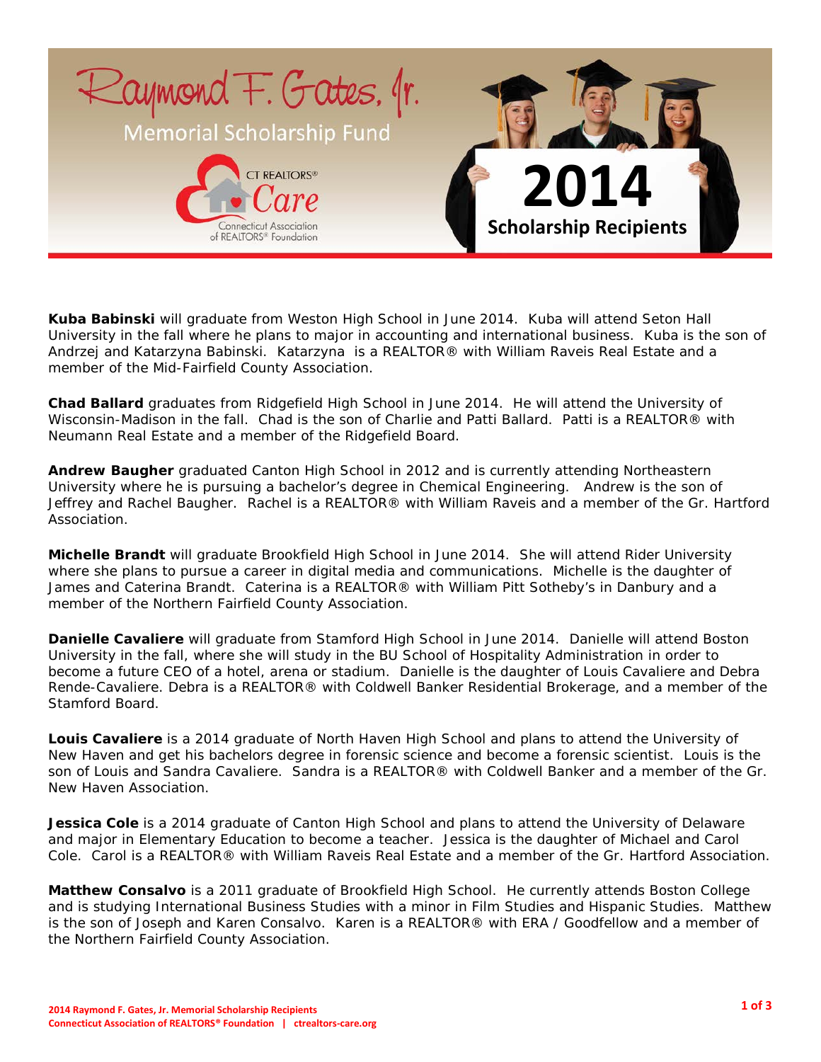# Raymond F. Gates, Jr. Memorial Scholarship Fund

CT REALTORS® Care
Connecticut Association of REALTORS® Foundation

## 2014 Scholarship Recipients

**Kuba Babinski** will graduate from Weston High School in June 2014. Kuba will attend Seton Hall University in the fall where he plans to major in accounting and international business. Kuba is the son of Andrzej and Katarzyna Babinski. Katarzyna is a REALTOR® with William Raveis Real Estate and a member of the Mid-Fairfield County Association.

**Chad Ballard** graduates from Ridgefield High School in June 2014. He will attend the University of Wisconsin-Madison in the fall. Chad is the son of Charlie and Patti Ballard. Patti is a REALTOR® with Neumann Real Estate and a member of the Ridgefield Board.

**Andrew Baugher** graduated Canton High School in 2012 and is currently attending Northeastern University where he is pursuing a bachelor's degree in Chemical Engineering. Andrew is the son of Jeffrey and Rachel Baugher. Rachel is a REALTOR® with William Raveis and a member of the Gr. Hartford Association.

**Michelle Brandt** will graduate Brookfield High School in June 2014. She will attend Rider University where she plans to pursue a career in digital media and communications. Michelle is the daughter of James and Caterina Brandt. Caterina is a REALTOR® with William Pitt Sotheby's in Danbury and a member of the Northern Fairfield County Association.

**Danielle Cavaliere** will graduate from Stamford High School in June 2014. Danielle will attend Boston University in the fall, where she will study in the BU School of Hospitality Administration in order to become a future CEO of a hotel, arena or stadium. Danielle is the daughter of Louis Cavaliere and Debra Rende-Cavaliere. Debra is a REALTOR® with Coldwell Banker Residential Brokerage, and a member of the Stamford Board.

**Louis Cavaliere** is a 2014 graduate of North Haven High School and plans to attend the University of New Haven and get his bachelors degree in forensic science and become a forensic scientist. Louis is the son of Louis and Sandra Cavaliere. Sandra is a REALTOR® with Coldwell Banker and a member of the Gr. New Haven Association.

**Jessica Cole** is a 2014 graduate of Canton High School and plans to attend the University of Delaware and major in Elementary Education to become a teacher. Jessica is the daughter of Michael and Carol Cole. Carol is a REALTOR® with William Raveis Real Estate and a member of the Gr. Hartford Association.

**Matthew Consalvo** is a 2011 graduate of Brookfield High School. He currently attends Boston College and is studying International Business Studies with a minor in Film Studies and Hispanic Studies. Matthew is the son of Joseph and Karen Consalvo. Karen is a REALTOR® with ERA / Goodfellow and a member of the Northern Fairfield County Association.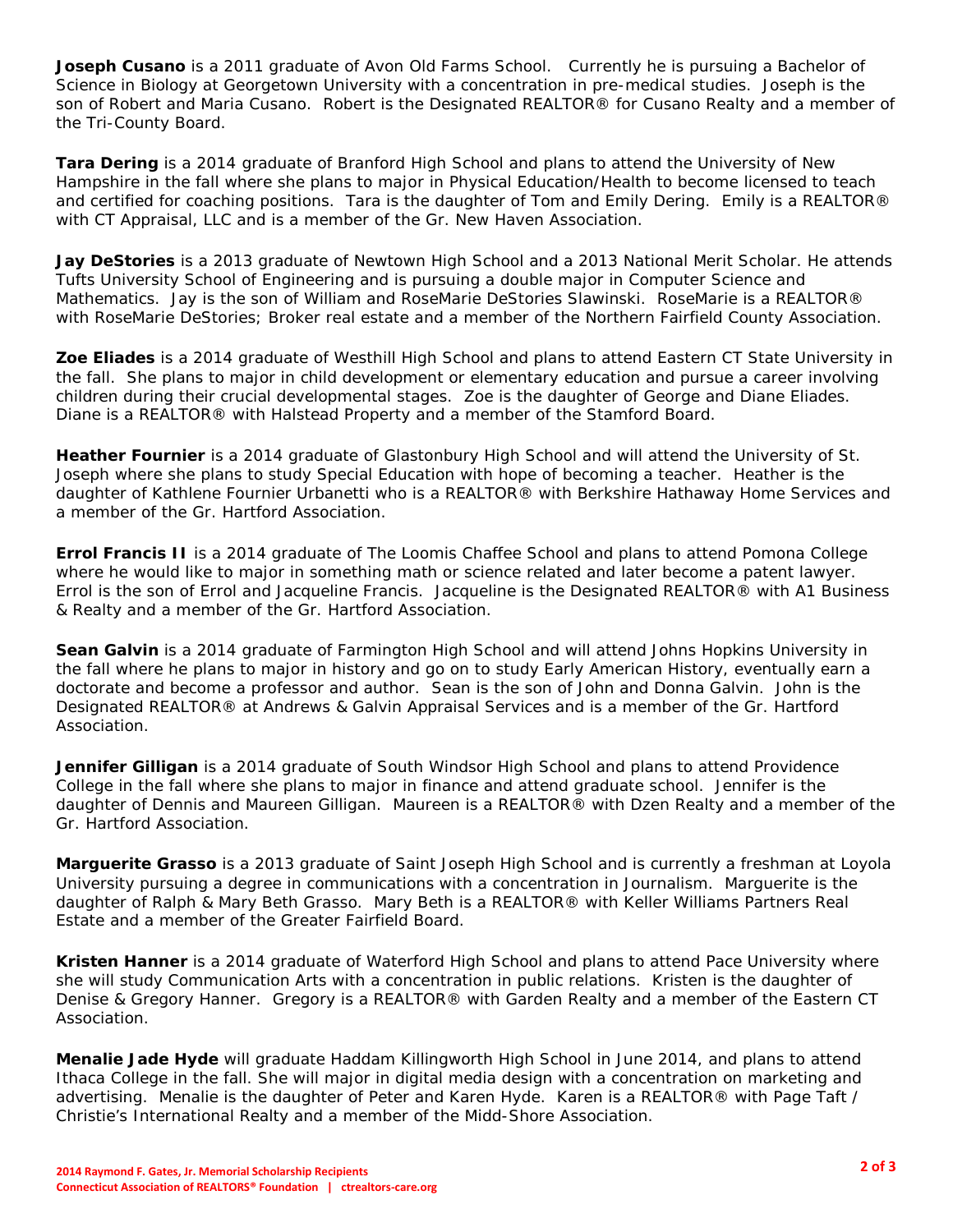**Joseph Cusano** is a 2011 graduate of Avon Old Farms School. Currently he is pursuing a Bachelor of Science in Biology at Georgetown University with a concentration in pre-medical studies. Joseph is the son of Robert and Maria Cusano. Robert is the Designated REALTOR® for Cusano Realty and a member of the Tri-County Board.

**Tara Dering** is a 2014 graduate of Branford High School and plans to attend the University of New Hampshire in the fall where she plans to major in Physical Education/Health to become licensed to teach and certified for coaching positions. Tara is the daughter of Tom and Emily Dering. Emily is a REALTOR® with CT Appraisal, LLC and is a member of the Gr. New Haven Association.

**Jay DeStories** is a 2013 graduate of Newtown High School and a 2013 National Merit Scholar. He attends Tufts University School of Engineering and is pursuing a double major in Computer Science and Mathematics. Jay is the son of William and RoseMarie DeStories Slawinski. RoseMarie is a REALTOR® with RoseMarie DeStories; Broker real estate and a member of the Northern Fairfield County Association.

**Zoe Eliades** is a 2014 graduate of Westhill High School and plans to attend Eastern CT State University in the fall. She plans to major in child development or elementary education and pursue a career involving children during their crucial developmental stages. Zoe is the daughter of George and Diane Eliades. Diane is a REALTOR® with Halstead Property and a member of the Stamford Board.

**Heather Fournier** is a 2014 graduate of Glastonbury High School and will attend the University of St. Joseph where she plans to study Special Education with hope of becoming a teacher. Heather is the daughter of Kathlene Fournier Urbanetti who is a REALTOR® with Berkshire Hathaway Home Services and a member of the Gr. Hartford Association.

**Errol Francis II** is a 2014 graduate of The Loomis Chaffee School and plans to attend Pomona College where he would like to major in something math or science related and later become a patent lawyer. Errol is the son of Errol and Jacqueline Francis. Jacqueline is the Designated REALTOR® with A1 Business & Realty and a member of the Gr. Hartford Association.

**Sean Galvin** is a 2014 graduate of Farmington High School and will attend Johns Hopkins University in the fall where he plans to major in history and go on to study Early American History, eventually earn a doctorate and become a professor and author. Sean is the son of John and Donna Galvin. John is the Designated REALTOR® at Andrews & Galvin Appraisal Services and is a member of the Gr. Hartford Association.

**Jennifer Gilligan** is a 2014 graduate of South Windsor High School and plans to attend Providence College in the fall where she plans to major in finance and attend graduate school. Jennifer is the daughter of Dennis and Maureen Gilligan. Maureen is a REALTOR® with Dzen Realty and a member of the Gr. Hartford Association.

**Marguerite Grasso** is a 2013 graduate of Saint Joseph High School and is currently a freshman at Loyola University pursuing a degree in communications with a concentration in Journalism. Marguerite is the daughter of Ralph & Mary Beth Grasso. Mary Beth is a REALTOR® with Keller Williams Partners Real Estate and a member of the Greater Fairfield Board.

**Kristen Hanner** is a 2014 graduate of Waterford High School and plans to attend Pace University where she will study Communication Arts with a concentration in public relations. Kristen is the daughter of Denise & Gregory Hanner. Gregory is a REALTOR® with Garden Realty and a member of the Eastern CT Association.

**Menalie Jade Hyde** will graduate Haddam Killingworth High School in June 2014, and plans to attend Ithaca College in the fall. She will major in digital media design with a concentration on marketing and advertising. Menalie is the daughter of Peter and Karen Hyde. Karen is a REALTOR® with Page Taft / Christie's International Realty and a member of the Midd-Shore Association.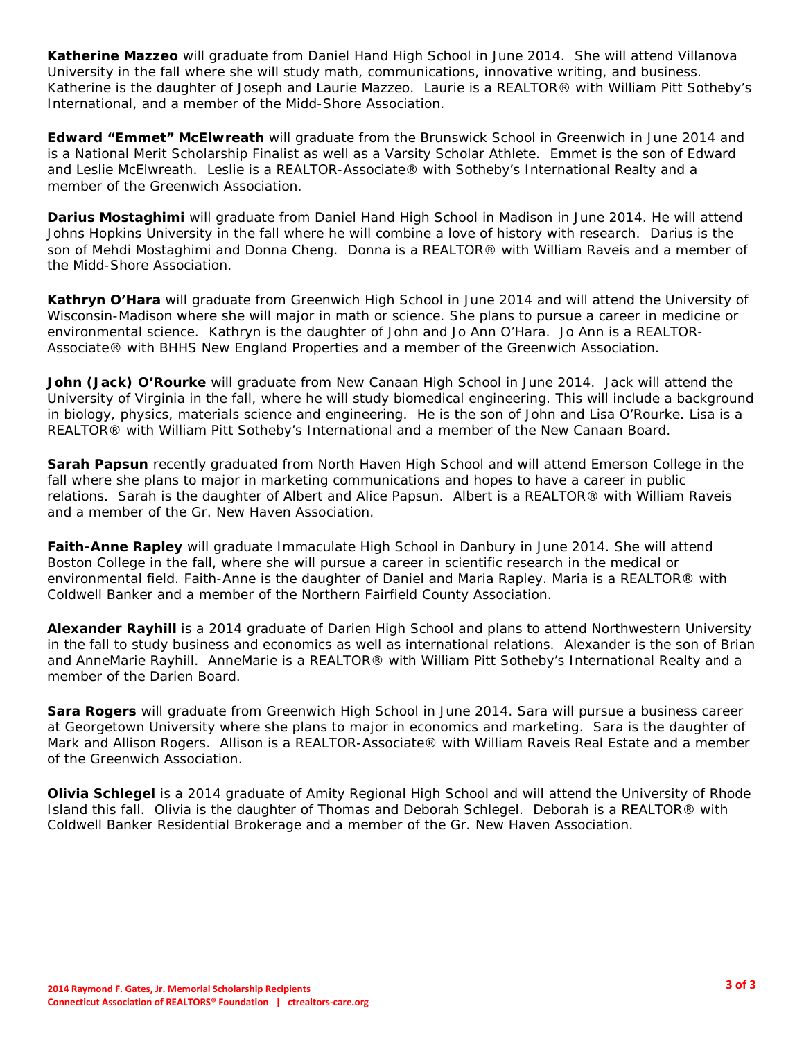**Katherine Mazzeo** will graduate from Daniel Hand High School in June 2014. She will attend Villanova University in the fall where she will study math, communications, innovative writing, and business. Katherine is the daughter of Joseph and Laurie Mazzeo. Laurie is a REALTOR® with William Pitt Sotheby's International, and a member of the Midd-Shore Association.

**Edward "Emmet" McElwreath** will graduate from the Brunswick School in Greenwich in June 2014 and is a National Merit Scholarship Finalist as well as a Varsity Scholar Athlete. Emmet is the son of Edward and Leslie McElwreath. Leslie is a REALTOR-Associate® with Sotheby's International Realty and a member of the Greenwich Association.

**Darius Mostaghimi** will graduate from Daniel Hand High School in Madison in June 2014. He will attend Johns Hopkins University in the fall where he will combine a love of history with research. Darius is the son of Mehdi Mostaghimi and Donna Cheng. Donna is a REALTOR® with William Raveis and a member of the Midd-Shore Association.

**Kathryn O'Hara** will graduate from Greenwich High School in June 2014 and will attend the University of Wisconsin-Madison where she will major in math or science. She plans to pursue a career in medicine or environmental science. Kathryn is the daughter of John and Jo Ann O'Hara. Jo Ann is a REALTOR-Associate® with BHHS New England Properties and a member of the Greenwich Association.

**John (Jack) O'Rourke** will graduate from New Canaan High School in June 2014. Jack will attend the University of Virginia in the fall, where he will study biomedical engineering. This will include a background in biology, physics, materials science and engineering. He is the son of John and Lisa O'Rourke. Lisa is a REALTOR® with William Pitt Sotheby's International and a member of the New Canaan Board.

**Sarah Papsun** recently graduated from North Haven High School and will attend Emerson College in the fall where she plans to major in marketing communications and hopes to have a career in public relations. Sarah is the daughter of Albert and Alice Papsun. Albert is a REALTOR® with William Raveis and a member of the Gr. New Haven Association.

**Faith-Anne Rapley** will graduate Immaculate High School in Danbury in June 2014. She will attend Boston College in the fall, where she will pursue a career in scientific research in the medical or environmental field. Faith-Anne is the daughter of Daniel and Maria Rapley. Maria is a REALTOR® with Coldwell Banker and a member of the Northern Fairfield County Association.

**Alexander Rayhill** is a 2014 graduate of Darien High School and plans to attend Northwestern University in the fall to study business and economics as well as international relations. Alexander is the son of Brian and AnneMarie Rayhill. AnneMarie is a REALTOR® with William Pitt Sotheby's International Realty and a member of the Darien Board.

**Sara Rogers** will graduate from Greenwich High School in June 2014. Sara will pursue a business career at Georgetown University where she plans to major in economics and marketing. Sara is the daughter of Mark and Allison Rogers. Allison is a REALTOR-Associate® with William Raveis Real Estate and a member of the Greenwich Association.

**Olivia Schlegel** is a 2014 graduate of Amity Regional High School and will attend the University of Rhode Island this fall. Olivia is the daughter of Thomas and Deborah Schlegel. Deborah is a REALTOR® with Coldwell Banker Residential Brokerage and a member of the Gr. New Haven Association.